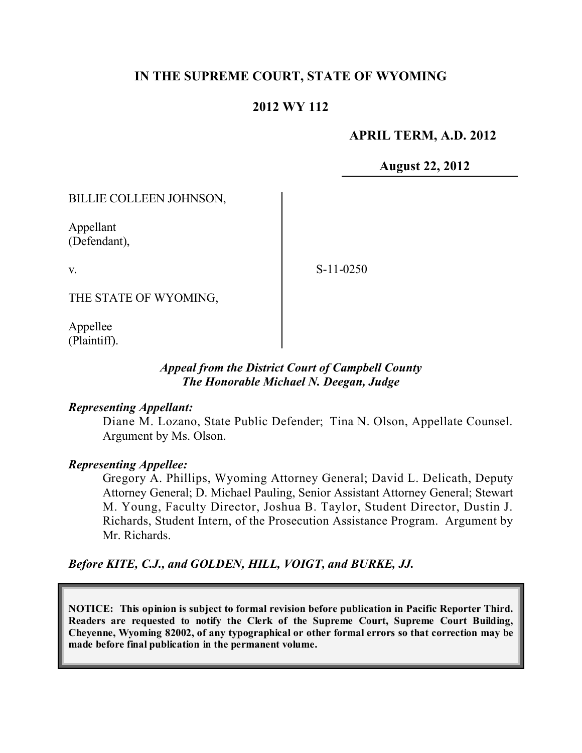# IN THE SUPREME COURT, STATE OF WYOMING

## 2012 WY 112

**APRIL TERM, A.D. 2012**

**August 22, 2012**

BILLIE COLLEEN JOHNSON,

Appellant
(Defendant),

v.

S-11-0250

THE STATE OF WYOMING,

Appellee
(Plaintiff).

*Appeal from the District Court of Campbell County*
*The Honorable Michael N. Deegan, Judge*

***Representing Appellant:***

Diane M. Lozano, State Public Defender; Tina N. Olson, Appellate Counsel. Argument by Ms. Olson.

***Representing Appellee:***

Gregory A. Phillips, Wyoming Attorney General; David L. Delicath, Deputy Attorney General; D. Michael Pauling, Senior Assistant Attorney General; Stewart M. Young, Faculty Director, Joshua B. Taylor, Student Director, Dustin J. Richards, Student Intern, of the Prosecution Assistance Program. Argument by Mr. Richards.

***Before KITE, C.J., and GOLDEN, HILL, VOIGT, and BURKE, JJ.***

**NOTICE: This opinion is subject to formal revision before publication in Pacific Reporter Third. Readers are requested to notify the Clerk of the Supreme Court, Supreme Court Building, Cheyenne, Wyoming 82002, of any typographical or other formal errors so that correction may be made before final publication in the permanent volume.**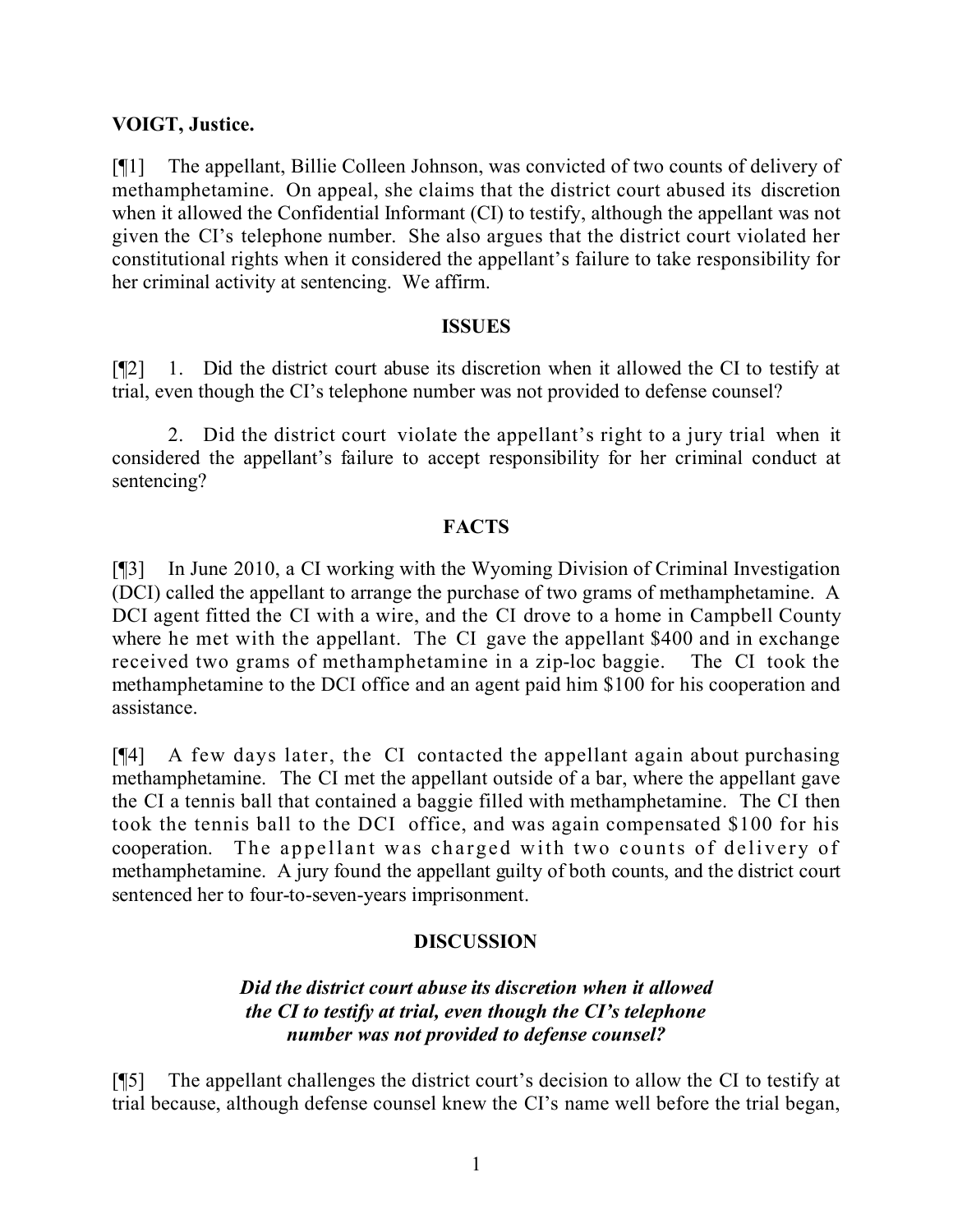**VOIGT, Justice.**

[¶1] The appellant, Billie Colleen Johnson, was convicted of two counts of delivery of methamphetamine. On appeal, she claims that the district court abused its discretion when it allowed the Confidential Informant (CI) to testify, although the appellant was not given the CI's telephone number. She also argues that the district court violated her constitutional rights when it considered the appellant's failure to take responsibility for her criminal activity at sentencing. We affirm.

## ISSUES

[¶2] 1. Did the district court abuse its discretion when it allowed the CI to testify at trial, even though the CI's telephone number was not provided to defense counsel?

2. Did the district court violate the appellant's right to a jury trial when it considered the appellant's failure to accept responsibility for her criminal conduct at sentencing?

## FACTS

[¶3] In June 2010, a CI working with the Wyoming Division of Criminal Investigation (DCI) called the appellant to arrange the purchase of two grams of methamphetamine. A DCI agent fitted the CI with a wire, and the CI drove to a home in Campbell County where he met with the appellant. The CI gave the appellant $400 and in exchange received two grams of methamphetamine in a zip-loc baggie. The CI took the methamphetamine to the DCI office and an agent paid him $100 for his cooperation and assistance.

[¶4] A few days later, the CI contacted the appellant again about purchasing methamphetamine. The CI met the appellant outside of a bar, where the appellant gave the CI a tennis ball that contained a baggie filled with methamphetamine. The CI then took the tennis ball to the DCI office, and was again compensated $100 for his cooperation. The appellant was charged with two counts of delivery of methamphetamine. A jury found the appellant guilty of both counts, and the district court sentenced her to four-to-seven-years imprisonment.

## DISCUSSION

### *Did the district court abuse its discretion when it allowed the CI to testify at trial, even though the CI's telephone number was not provided to defense counsel?*

[¶5] The appellant challenges the district court's decision to allow the CI to testify at trial because, although defense counsel knew the CI's name well before the trial began,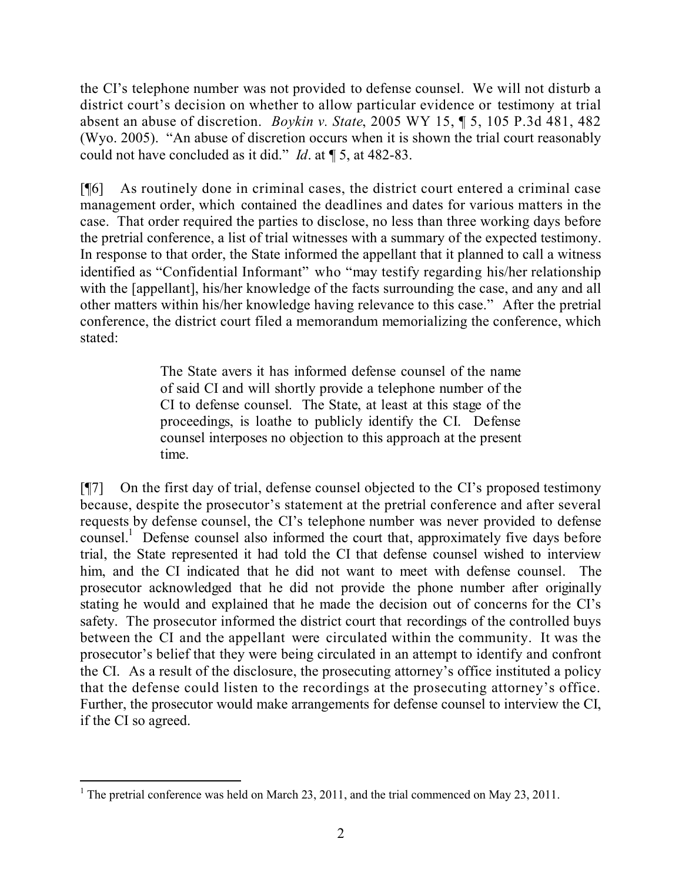the CI's telephone number was not provided to defense counsel. We will not disturb a district court's decision on whether to allow particular evidence or testimony at trial absent an abuse of discretion. *Boykin v. State*, 2005 WY 15, ¶ 5, 105 P.3d 481, 482 (Wyo. 2005). "An abuse of discretion occurs when it is shown the trial court reasonably could not have concluded as it did." *Id*. at ¶ 5, at 482-83.

[¶6] As routinely done in criminal cases, the district court entered a criminal case management order, which contained the deadlines and dates for various matters in the case. That order required the parties to disclose, no less than three working days before the pretrial conference, a list of trial witnesses with a summary of the expected testimony. In response to that order, the State informed the appellant that it planned to call a witness identified as "Confidential Informant" who "may testify regarding his/her relationship with the [appellant], his/her knowledge of the facts surrounding the case, and any and all other matters within his/her knowledge having relevance to this case." After the pretrial conference, the district court filed a memorandum memorializing the conference, which stated:

> The State avers it has informed defense counsel of the name of said CI and will shortly provide a telephone number of the CI to defense counsel. The State, at least at this stage of the proceedings, is loathe to publicly identify the CI. Defense counsel interposes no objection to this approach at the present time.

[¶7] On the first day of trial, defense counsel objected to the CI's proposed testimony because, despite the prosecutor's statement at the pretrial conference and after several requests by defense counsel, the CI's telephone number was never provided to defense counsel.[1] Defense counsel also informed the court that, approximately five days before trial, the State represented it had told the CI that defense counsel wished to interview him, and the CI indicated that he did not want to meet with defense counsel. The prosecutor acknowledged that he did not provide the phone number after originally stating he would and explained that he made the decision out of concerns for the CI's safety. The prosecutor informed the district court that recordings of the controlled buys between the CI and the appellant were circulated within the community. It was the prosecutor's belief that they were being circulated in an attempt to identify and confront the CI. As a result of the disclosure, the prosecuting attorney's office instituted a policy that the defense could listen to the recordings at the prosecuting attorney's office. Further, the prosecutor would make arrangements for defense counsel to interview the CI, if the CI so agreed.

---

[1] The pretrial conference was held on March 23, 2011, and the trial commenced on May 23, 2011.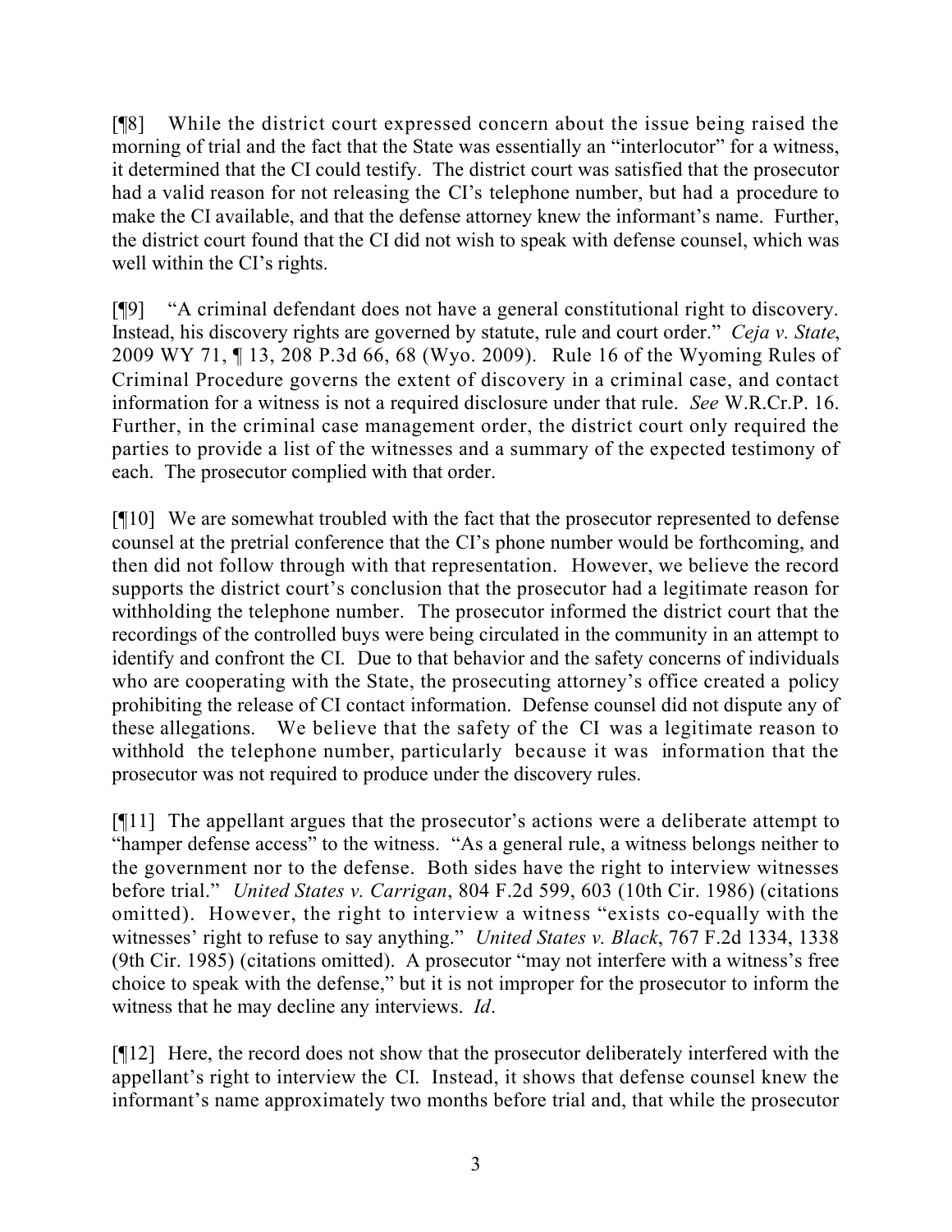[¶8] While the district court expressed concern about the issue being raised the morning of trial and the fact that the State was essentially an "interlocutor" for a witness, it determined that the CI could testify. The district court was satisfied that the prosecutor had a valid reason for not releasing the CI's telephone number, but had a procedure to make the CI available, and that the defense attorney knew the informant's name. Further, the district court found that the CI did not wish to speak with defense counsel, which was well within the CI's rights.

[¶9] "A criminal defendant does not have a general constitutional right to discovery. Instead, his discovery rights are governed by statute, rule and court order." *Ceja v. State*, 2009 WY 71, ¶ 13, 208 P.3d 66, 68 (Wyo. 2009). Rule 16 of the Wyoming Rules of Criminal Procedure governs the extent of discovery in a criminal case, and contact information for a witness is not a required disclosure under that rule. *See* W.R.Cr.P. 16. Further, in the criminal case management order, the district court only required the parties to provide a list of the witnesses and a summary of the expected testimony of each. The prosecutor complied with that order.

[¶10] We are somewhat troubled with the fact that the prosecutor represented to defense counsel at the pretrial conference that the CI's phone number would be forthcoming, and then did not follow through with that representation. However, we believe the record supports the district court's conclusion that the prosecutor had a legitimate reason for withholding the telephone number. The prosecutor informed the district court that the recordings of the controlled buys were being circulated in the community in an attempt to identify and confront the CI. Due to that behavior and the safety concerns of individuals who are cooperating with the State, the prosecuting attorney's office created a policy prohibiting the release of CI contact information. Defense counsel did not dispute any of these allegations. We believe that the safety of the CI was a legitimate reason to withhold the telephone number, particularly because it was information that the prosecutor was not required to produce under the discovery rules.

[¶11] The appellant argues that the prosecutor's actions were a deliberate attempt to "hamper defense access" to the witness. "As a general rule, a witness belongs neither to the government nor to the defense. Both sides have the right to interview witnesses before trial." *United States v. Carrigan*, 804 F.2d 599, 603 (10th Cir. 1986) (citations omitted). However, the right to interview a witness "exists co-equally with the witnesses' right to refuse to say anything." *United States v. Black*, 767 F.2d 1334, 1338 (9th Cir. 1985) (citations omitted). A prosecutor "may not interfere with a witness's free choice to speak with the defense," but it is not improper for the prosecutor to inform the witness that he may decline any interviews. *Id*.

[¶12] Here, the record does not show that the prosecutor deliberately interfered with the appellant's right to interview the CI. Instead, it shows that defense counsel knew the informant's name approximately two months before trial and, that while the prosecutor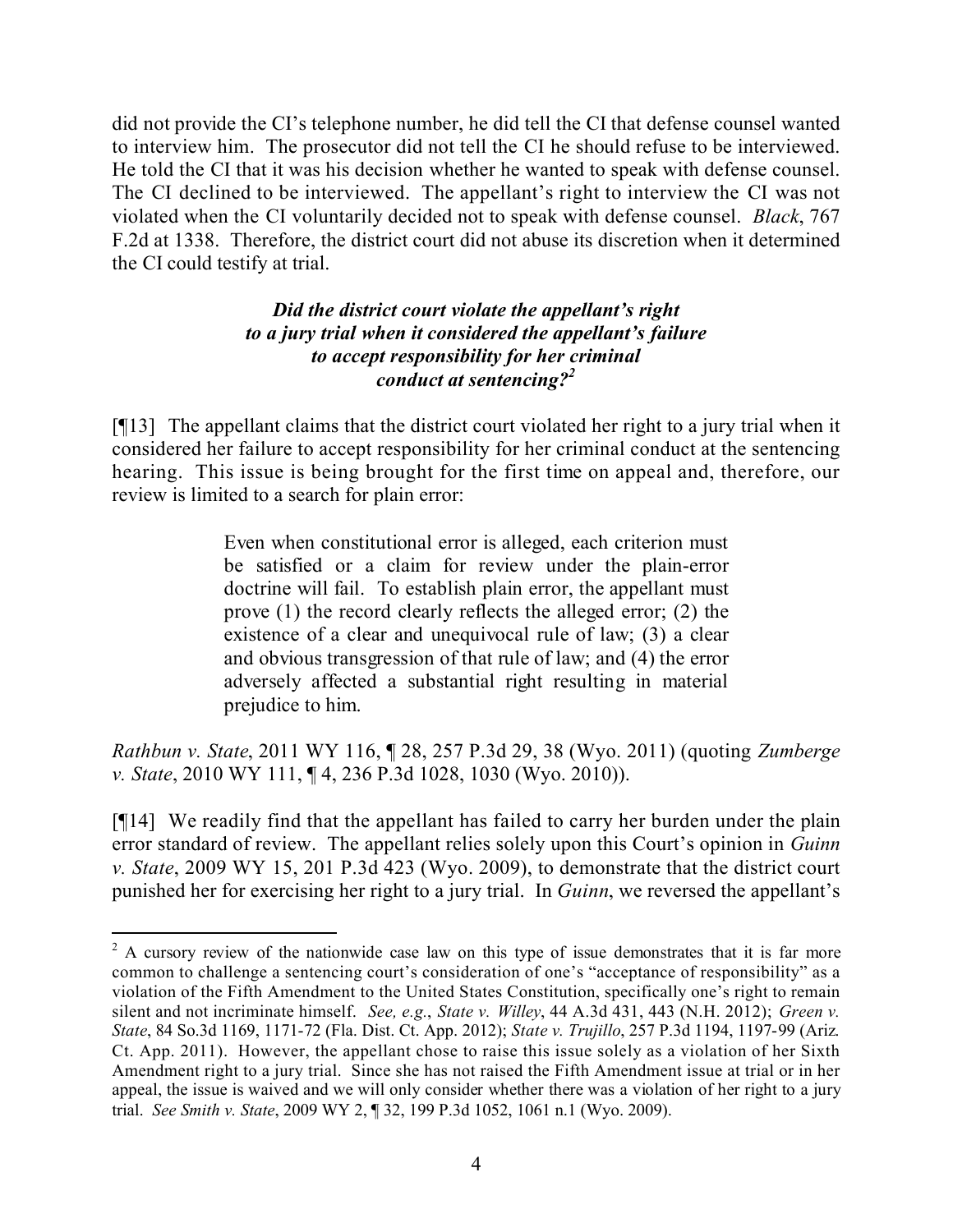did not provide the CI's telephone number, he did tell the CI that defense counsel wanted to interview him. The prosecutor did not tell the CI he should refuse to be interviewed. He told the CI that it was his decision whether he wanted to speak with defense counsel. The CI declined to be interviewed. The appellant's right to interview the CI was not violated when the CI voluntarily decided not to speak with defense counsel. *Black*, 767 F.2d at 1338. Therefore, the district court did not abuse its discretion when it determined the CI could testify at trial.

### *Did the district court violate the appellant's right to a jury trial when it considered the appellant's failure to accept responsibility for her criminal conduct at sentencing?*[2]

[¶13] The appellant claims that the district court violated her right to a jury trial when it considered her failure to accept responsibility for her criminal conduct at the sentencing hearing. This issue is being brought for the first time on appeal and, therefore, our review is limited to a search for plain error:

> Even when constitutional error is alleged, each criterion must be satisfied or a claim for review under the plain-error doctrine will fail. To establish plain error, the appellant must prove (1) the record clearly reflects the alleged error; (2) the existence of a clear and unequivocal rule of law; (3) a clear and obvious transgression of that rule of law; and (4) the error adversely affected a substantial right resulting in material prejudice to him.

*Rathbun v. State*, 2011 WY 116, ¶ 28, 257 P.3d 29, 38 (Wyo. 2011) (quoting *Zumberge v. State*, 2010 WY 111, ¶ 4, 236 P.3d 1028, 1030 (Wyo. 2010)).

[¶14] We readily find that the appellant has failed to carry her burden under the plain error standard of review. The appellant relies solely upon this Court's opinion in *Guinn v. State*, 2009 WY 15, 201 P.3d 423 (Wyo. 2009), to demonstrate that the district court punished her for exercising her right to a jury trial. In *Guinn*, we reversed the appellant's

---

[2] A cursory review of the nationwide case law on this type of issue demonstrates that it is far more common to challenge a sentencing court's consideration of one's "acceptance of responsibility" as a violation of the Fifth Amendment to the United States Constitution, specifically one's right to remain silent and not incriminate himself. *See, e.g.*, *State v. Willey*, 44 A.3d 431, 443 (N.H. 2012); *Green v. State*, 84 So.3d 1169, 1171-72 (Fla. Dist. Ct. App. 2012); *State v. Trujillo*, 257 P.3d 1194, 1197-99 (Ariz. Ct. App. 2011). However, the appellant chose to raise this issue solely as a violation of her Sixth Amendment right to a jury trial. Since she has not raised the Fifth Amendment issue at trial or in her appeal, the issue is waived and we will only consider whether there was a violation of her right to a jury trial. *See Smith v. State*, 2009 WY 2, ¶ 32, 199 P.3d 1052, 1061 n.1 (Wyo. 2009).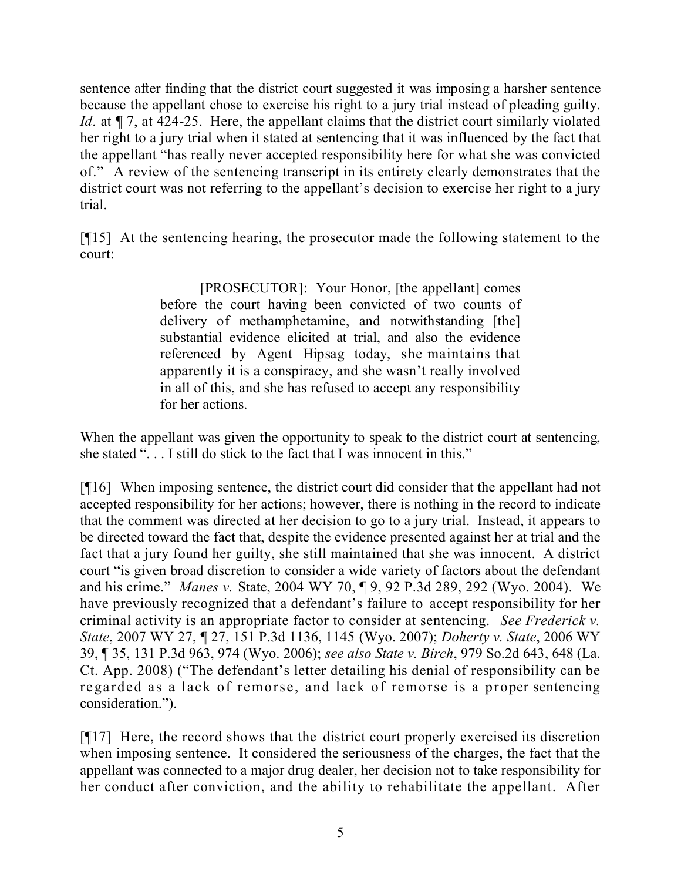sentence after finding that the district court suggested it was imposing a harsher sentence because the appellant chose to exercise his right to a jury trial instead of pleading guilty. *Id*. at ¶ 7, at 424-25. Here, the appellant claims that the district court similarly violated her right to a jury trial when it stated at sentencing that it was influenced by the fact that the appellant "has really never accepted responsibility here for what she was convicted of." A review of the sentencing transcript in its entirety clearly demonstrates that the district court was not referring to the appellant's decision to exercise her right to a jury trial.

[¶15] At the sentencing hearing, the prosecutor made the following statement to the court:

> [PROSECUTOR]: Your Honor, [the appellant] comes before the court having been convicted of two counts of delivery of methamphetamine, and notwithstanding [the] substantial evidence elicited at trial, and also the evidence referenced by Agent Hipsag today, she maintains that apparently it is a conspiracy, and she wasn't really involved in all of this, and she has refused to accept any responsibility for her actions.

When the appellant was given the opportunity to speak to the district court at sentencing, she stated ". . . I still do stick to the fact that I was innocent in this."

[¶16] When imposing sentence, the district court did consider that the appellant had not accepted responsibility for her actions; however, there is nothing in the record to indicate that the comment was directed at her decision to go to a jury trial. Instead, it appears to be directed toward the fact that, despite the evidence presented against her at trial and the fact that a jury found her guilty, she still maintained that she was innocent. A district court "is given broad discretion to consider a wide variety of factors about the defendant and his crime." *Manes v.* State, 2004 WY 70, ¶ 9, 92 P.3d 289, 292 (Wyo. 2004). We have previously recognized that a defendant's failure to accept responsibility for her criminal activity is an appropriate factor to consider at sentencing. *See Frederick v. State*, 2007 WY 27, ¶ 27, 151 P.3d 1136, 1145 (Wyo. 2007); *Doherty v. State*, 2006 WY 39, ¶ 35, 131 P.3d 963, 974 (Wyo. 2006); *see also State v. Birch*, 979 So.2d 643, 648 (La. Ct. App. 2008) ("The defendant's letter detailing his denial of responsibility can be regarded as a lack of remorse, and lack of remorse is a proper sentencing consideration.").

[¶17] Here, the record shows that the district court properly exercised its discretion when imposing sentence. It considered the seriousness of the charges, the fact that the appellant was connected to a major drug dealer, her decision not to take responsibility for her conduct after conviction, and the ability to rehabilitate the appellant. After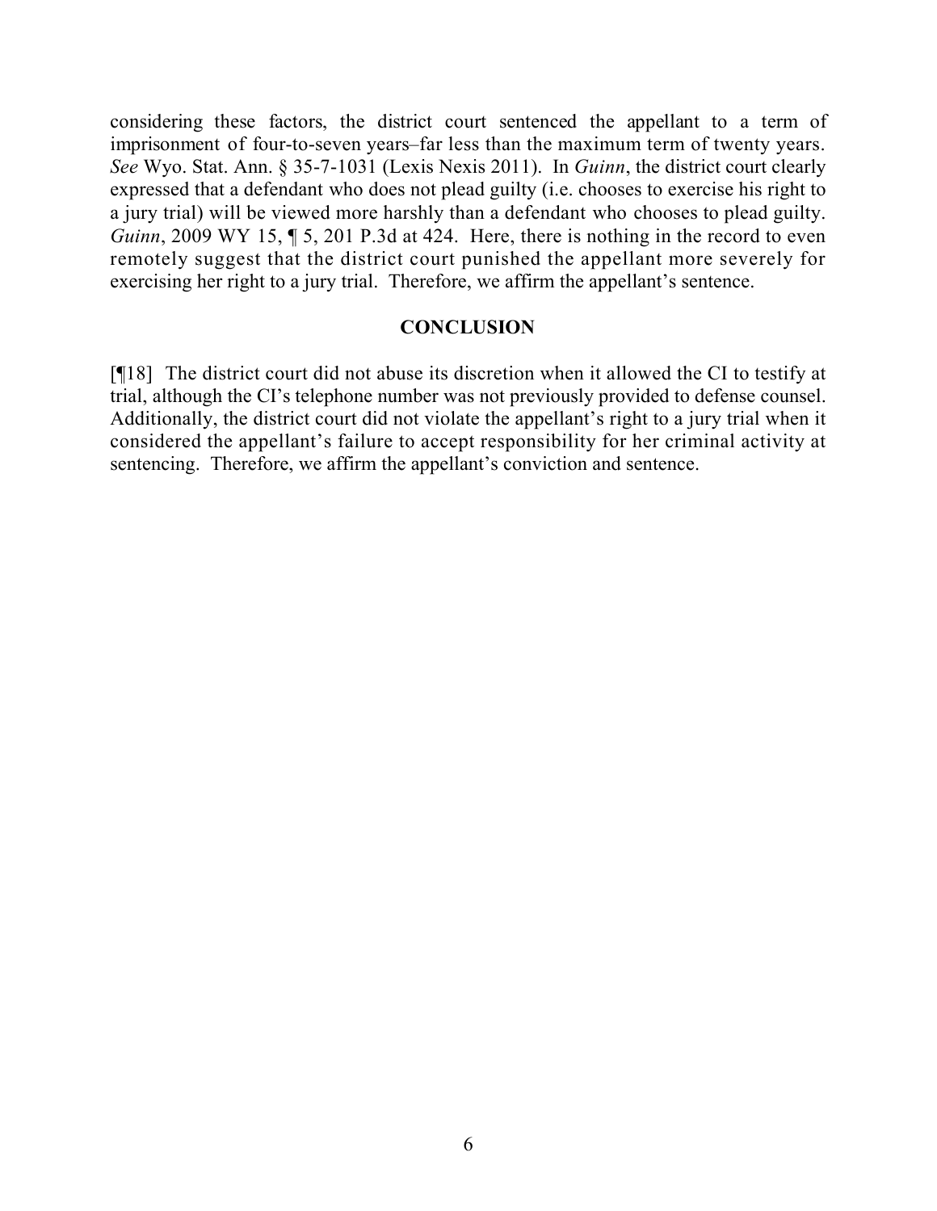considering these factors, the district court sentenced the appellant to a term of imprisonment of four-to-seven years–far less than the maximum term of twenty years. *See* Wyo. Stat. Ann. § 35-7-1031 (Lexis Nexis 2011). In *Guinn*, the district court clearly expressed that a defendant who does not plead guilty (i.e. chooses to exercise his right to a jury trial) will be viewed more harshly than a defendant who chooses to plead guilty. *Guinn*, 2009 WY 15, ¶ 5, 201 P.3d at 424. Here, there is nothing in the record to even remotely suggest that the district court punished the appellant more severely for exercising her right to a jury trial. Therefore, we affirm the appellant's sentence.

## CONCLUSION

[¶18] The district court did not abuse its discretion when it allowed the CI to testify at trial, although the CI's telephone number was not previously provided to defense counsel. Additionally, the district court did not violate the appellant's right to a jury trial when it considered the appellant's failure to accept responsibility for her criminal activity at sentencing. Therefore, we affirm the appellant's conviction and sentence.